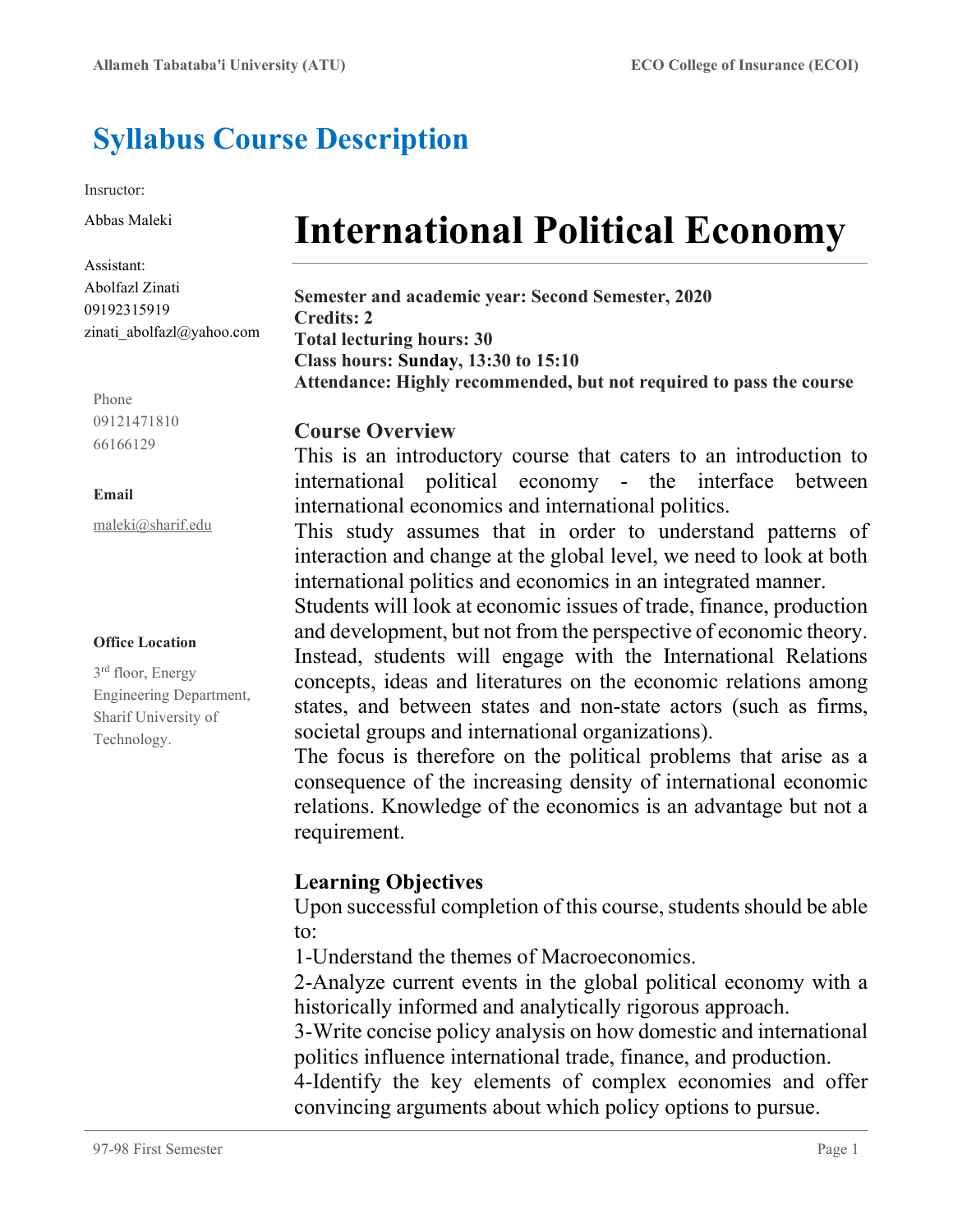# Syllabus Course Description

Insructor:

Abbas Maleki

Assistant:
Abolfazl Zinati
09192315919
zinati_abolfazl@yahoo.com

Phone
09121471810
66166129

**Email**

maleki@sharif.edu

**Office Location**

3rd floor, Energy Engineering Department, Sharif University of Technology.

# International Political Economy

**Semester and academic year: Second Semester, 2020**
**Credits: 2**
**Total lecturing hours: 30**
**Class hours: Sunday, 13:30 to 15:10**
**Attendance: Highly recommended, but not required to pass the course**

## Course Overview

This is an introductory course that caters to an introduction to international political economy - the interface between international economics and international politics.

This study assumes that in order to understand patterns of interaction and change at the global level, we need to look at both international politics and economics in an integrated manner.

Students will look at economic issues of trade, finance, production and development, but not from the perspective of economic theory. Instead, students will engage with the International Relations concepts, ideas and literatures on the economic relations among states, and between states and non-state actors (such as firms, societal groups and international organizations).

The focus is therefore on the political problems that arise as a consequence of the increasing density of international economic relations. Knowledge of the economics is an advantage but not a requirement.

## Learning Objectives

Upon successful completion of this course, students should be able to:

1-Understand the themes of Macroeconomics.

2-Analyze current events in the global political economy with a historically informed and analytically rigorous approach.

3-Write concise policy analysis on how domestic and international politics influence international trade, finance, and production.

4-Identify the key elements of complex economies and offer convincing arguments about which policy options to pursue.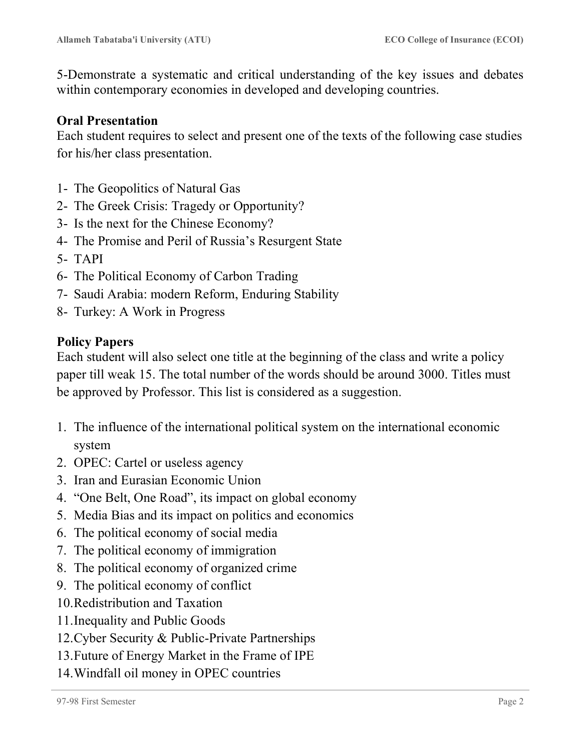5-Demonstrate a systematic and critical understanding of the key issues and debates within contemporary economies in developed and developing countries.

**Oral Presentation**

Each student requires to select and present one of the texts of the following case studies for his/her class presentation.

1- The Geopolitics of Natural Gas
2- The Greek Crisis: Tragedy or Opportunity?
3- Is the next for the Chinese Economy?
4- The Promise and Peril of Russia's Resurgent State
5- TAPI
6- The Political Economy of Carbon Trading
7- Saudi Arabia: modern Reform, Enduring Stability
8- Turkey: A Work in Progress

**Policy Papers**

Each student will also select one title at the beginning of the class and write a policy paper till weak 15. The total number of the words should be around 3000. Titles must be approved by Professor. This list is considered as a suggestion.

1. The influence of the international political system on the international economic system
2. OPEC: Cartel or useless agency
3. Iran and Eurasian Economic Union
4. "One Belt, One Road", its impact on global economy
5. Media Bias and its impact on politics and economics
6. The political economy of social media
7. The political economy of immigration
8. The political economy of organized crime
9. The political economy of conflict
10. Redistribution and Taxation
11. Inequality and Public Goods
12. Cyber Security & Public-Private Partnerships
13. Future of Energy Market in the Frame of IPE
14. Windfall oil money in OPEC countries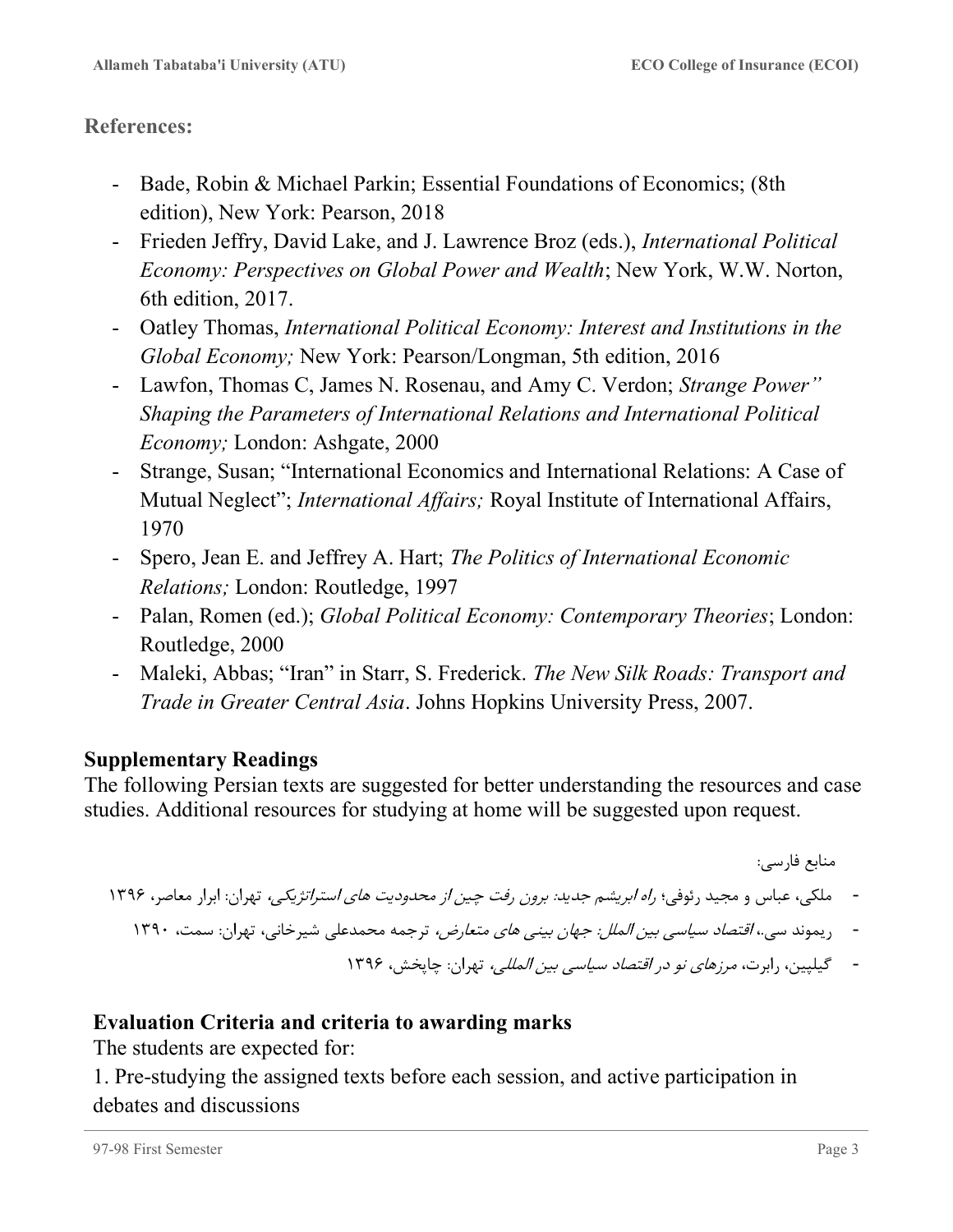**References:**

- Bade, Robin & Michael Parkin; Essential Foundations of Economics; (8th edition), New York: Pearson, 2018
- Frieden Jeffry, David Lake, and J. Lawrence Broz (eds.), *International Political Economy: Perspectives on Global Power and Wealth*; New York, W.W. Norton, 6th edition, 2017.
- Oatley Thomas, *International Political Economy: Interest and Institutions in the Global Economy;* New York: Pearson/Longman, 5th edition, 2016
- Lawfon, Thomas C, James N. Rosenau, and Amy C. Verdon; *Strange Power" Shaping the Parameters of International Relations and International Political Economy;* London: Ashgate, 2000
- Strange, Susan; "International Economics and International Relations: A Case of Mutual Neglect"; *International Affairs;* Royal Institute of International Affairs, 1970
- Spero, Jean E. and Jeffrey A. Hart; *The Politics of International Economic Relations;* London: Routledge, 1997
- Palan, Romen (ed.); *Global Political Economy: Contemporary Theories*; London: Routledge, 2000
- Maleki, Abbas; "Iran" in Starr, S. Frederick. *The New Silk Roads: Transport and Trade in Greater Central Asia*. Johns Hopkins University Press, 2007.

**Supplementary Readings**

The following Persian texts are suggested for better understanding the resources and case studies. Additional resources for studying at home will be suggested upon request.

منابع فارسی:

- ملکی، عباس و مجید رئوفی؛ *راه ابریشم جدید: برون رفت چین از محدودیت های استراتژیکی*، تهران: ابرار معاصر، ۱۳۹۶
- ریموند سی.، *اقتصاد سیاسی بین الملل: جهان بینی های متعارض*، ترجمه محمدعلی شیرخانی، تهران: سمت، ۱۳۹۰
- گیلپین، رابرت، *مرزهای نو در اقتصاد سیاسی بین المللی*، تهران: چاپخش، ۱۳۹۶

**Evaluation Criteria and criteria to awarding marks**

The students are expected for:

1. Pre-studying the assigned texts before each session, and active participation in debates and discussions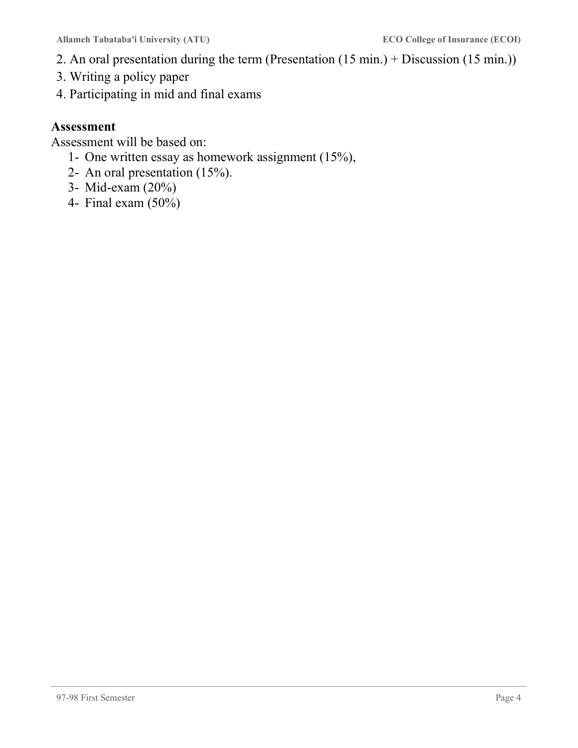2. An oral presentation during the term (Presentation (15 min.) + Discussion (15 min.))
3. Writing a policy paper
4. Participating in mid and final exams

**Assessment**

Assessment will be based on:

1- One written essay as homework assignment (15%),
2- An oral presentation (15%).
3- Mid-exam (20%)
4- Final exam (50%)